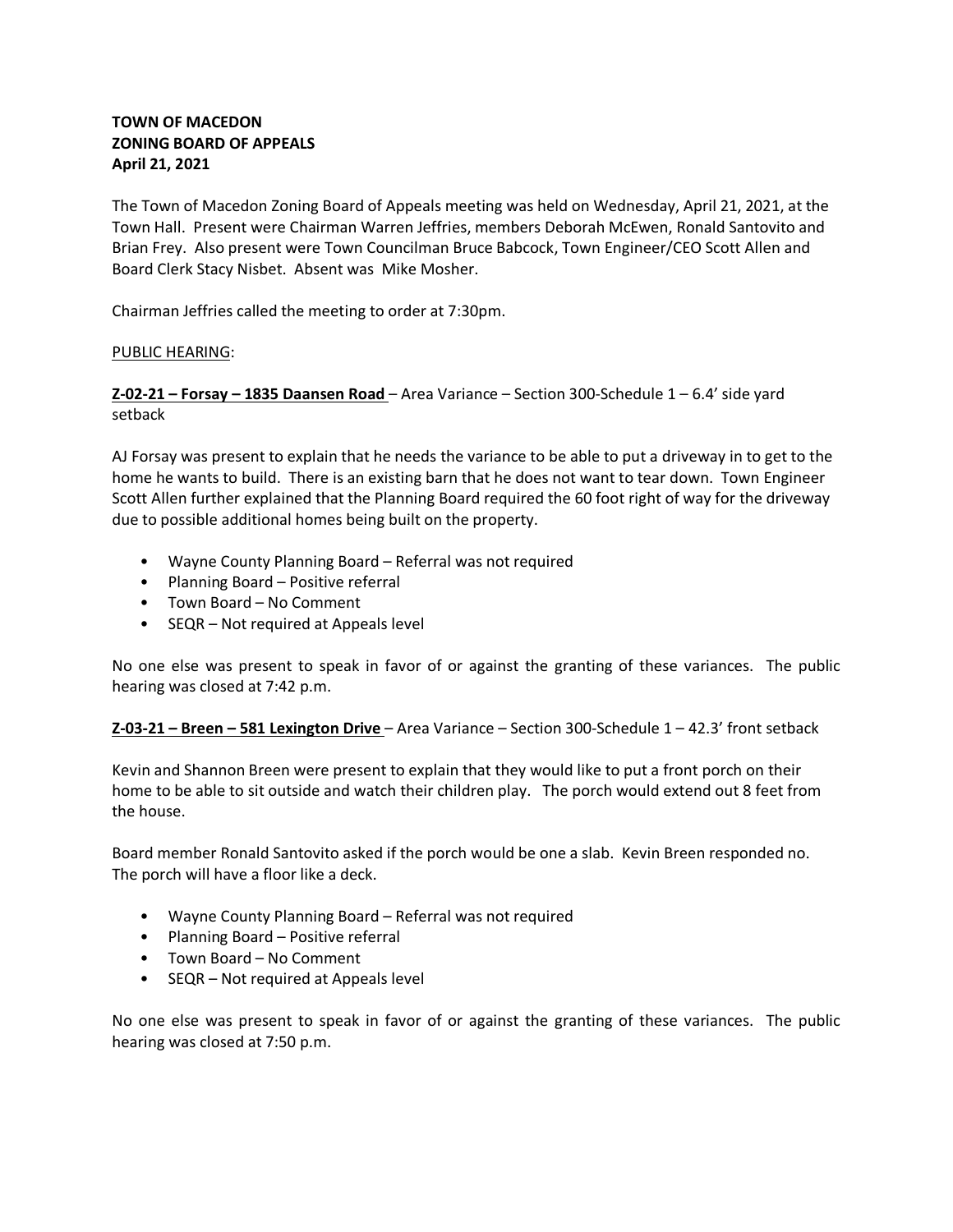**TOWN OF MACEDON**
**ZONING BOARD OF APPEALS**
**April 21, 2021**

The Town of Macedon Zoning Board of Appeals meeting was held on Wednesday, April 21, 2021, at the Town Hall. Present were Chairman Warren Jeffries, members Deborah McEwen, Ronald Santovito and Brian Frey. Also present were Town Councilman Bruce Babcock, Town Engineer/CEO Scott Allen and Board Clerk Stacy Nisbet. Absent was Mike Mosher.

Chairman Jeffries called the meeting to order at 7:30pm.

PUBLIC HEARING:

**Z-02-21 – Forsay – 1835 Daansen Road** – Area Variance – Section 300-Schedule 1 – 6.4' side yard setback

AJ Forsay was present to explain that he needs the variance to be able to put a driveway in to get to the home he wants to build. There is an existing barn that he does not want to tear down. Town Engineer Scott Allen further explained that the Planning Board required the 60 foot right of way for the driveway due to possible additional homes being built on the property.

- Wayne County Planning Board – Referral was not required
- Planning Board – Positive referral
- Town Board – No Comment
- SEQR – Not required at Appeals level

No one else was present to speak in favor of or against the granting of these variances. The public hearing was closed at 7:42 p.m.

**Z-03-21 – Breen – 581 Lexington Drive** – Area Variance – Section 300-Schedule 1 – 42.3' front setback

Kevin and Shannon Breen were present to explain that they would like to put a front porch on their home to be able to sit outside and watch their children play. The porch would extend out 8 feet from the house.

Board member Ronald Santovito asked if the porch would be one a slab. Kevin Breen responded no. The porch will have a floor like a deck.

- Wayne County Planning Board – Referral was not required
- Planning Board – Positive referral
- Town Board – No Comment
- SEQR – Not required at Appeals level

No one else was present to speak in favor of or against the granting of these variances. The public hearing was closed at 7:50 p.m.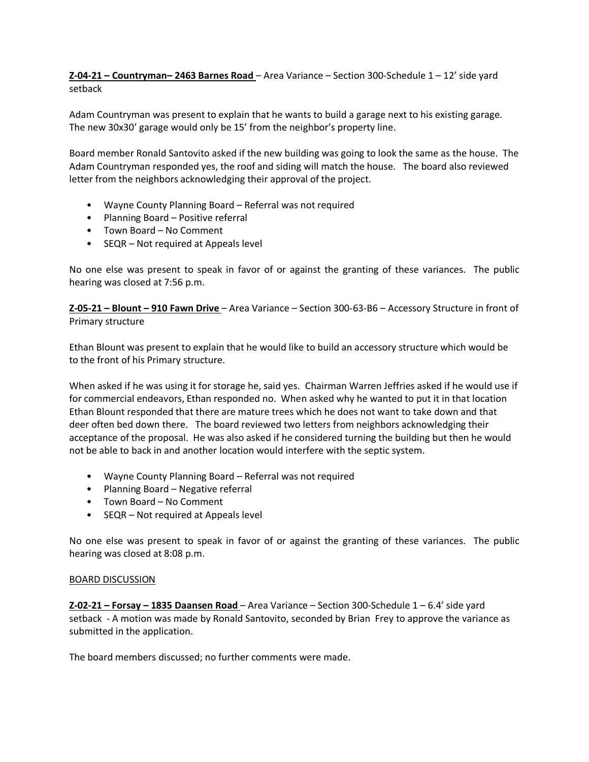**Z-04-21 – Countryman– 2463 Barnes Road** – Area Variance – Section 300-Schedule 1 – 12' side yard setback

Adam Countryman was present to explain that he wants to build a garage next to his existing garage. The new 30x30' garage would only be 15' from the neighbor's property line.

Board member Ronald Santovito asked if the new building was going to look the same as the house. The Adam Countryman responded yes, the roof and siding will match the house. The board also reviewed letter from the neighbors acknowledging their approval of the project.

- Wayne County Planning Board – Referral was not required
- Planning Board – Positive referral
- Town Board – No Comment
- SEQR – Not required at Appeals level

No one else was present to speak in favor of or against the granting of these variances. The public hearing was closed at 7:56 p.m.

**Z-05-21 – Blount – 910 Fawn Drive** – Area Variance – Section 300-63-B6 – Accessory Structure in front of Primary structure

Ethan Blount was present to explain that he would like to build an accessory structure which would be to the front of his Primary structure.

When asked if he was using it for storage he, said yes. Chairman Warren Jeffries asked if he would use if for commercial endeavors, Ethan responded no. When asked why he wanted to put it in that location Ethan Blount responded that there are mature trees which he does not want to take down and that deer often bed down there. The board reviewed two letters from neighbors acknowledging their acceptance of the proposal. He was also asked if he considered turning the building but then he would not be able to back in and another location would interfere with the septic system.

- Wayne County Planning Board – Referral was not required
- Planning Board – Negative referral
- Town Board – No Comment
- SEQR – Not required at Appeals level

No one else was present to speak in favor of or against the granting of these variances. The public hearing was closed at 8:08 p.m.

BOARD DISCUSSION

**Z-02-21 – Forsay – 1835 Daansen Road** – Area Variance – Section 300-Schedule 1 – 6.4' side yard setback - A motion was made by Ronald Santovito, seconded by Brian Frey to approve the variance as submitted in the application.

The board members discussed; no further comments were made.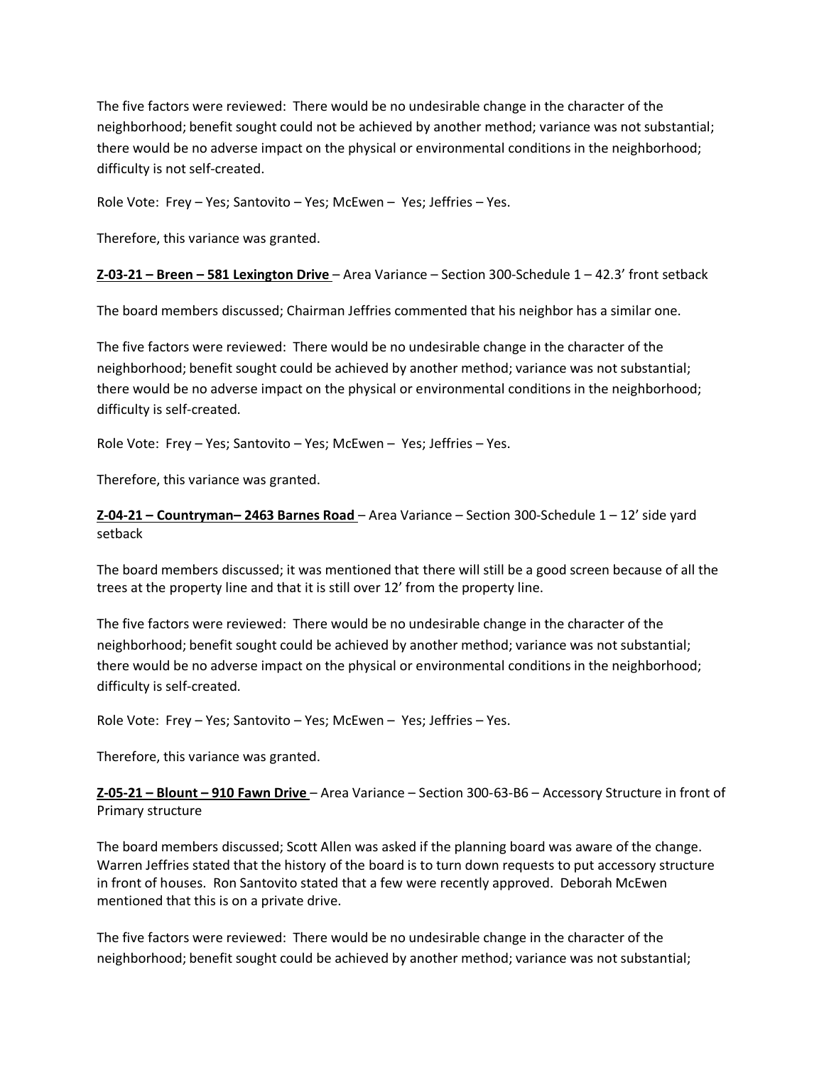The five factors were reviewed: There would be no undesirable change in the character of the neighborhood; benefit sought could not be achieved by another method; variance was not substantial; there would be no adverse impact on the physical or environmental conditions in the neighborhood; difficulty is not self-created.

Role Vote: Frey – Yes; Santovito – Yes; McEwen – Yes; Jeffries – Yes.

Therefore, this variance was granted.

**<u>Z-03-21 – Breen – 581 Lexington Drive</u>** – Area Variance – Section 300-Schedule 1 – 42.3' front setback

The board members discussed; Chairman Jeffries commented that his neighbor has a similar one.

The five factors were reviewed: There would be no undesirable change in the character of the neighborhood; benefit sought could be achieved by another method; variance was not substantial; there would be no adverse impact on the physical or environmental conditions in the neighborhood; difficulty is self-created.

Role Vote: Frey – Yes; Santovito – Yes; McEwen – Yes; Jeffries – Yes.

Therefore, this variance was granted.

**<u>Z-04-21 – Countryman– 2463 Barnes Road</u>** – Area Variance – Section 300-Schedule 1 – 12' side yard setback

The board members discussed; it was mentioned that there will still be a good screen because of all the trees at the property line and that it is still over 12' from the property line.

The five factors were reviewed: There would be no undesirable change in the character of the neighborhood; benefit sought could be achieved by another method; variance was not substantial; there would be no adverse impact on the physical or environmental conditions in the neighborhood; difficulty is self-created.

Role Vote: Frey – Yes; Santovito – Yes; McEwen – Yes; Jeffries – Yes.

Therefore, this variance was granted.

**<u>Z-05-21 – Blount – 910 Fawn Drive</u>** – Area Variance – Section 300-63-B6 – Accessory Structure in front of Primary structure

The board members discussed; Scott Allen was asked if the planning board was aware of the change. Warren Jeffries stated that the history of the board is to turn down requests to put accessory structure in front of houses. Ron Santovito stated that a few were recently approved. Deborah McEwen mentioned that this is on a private drive.

The five factors were reviewed: There would be no undesirable change in the character of the neighborhood; benefit sought could be achieved by another method; variance was not substantial;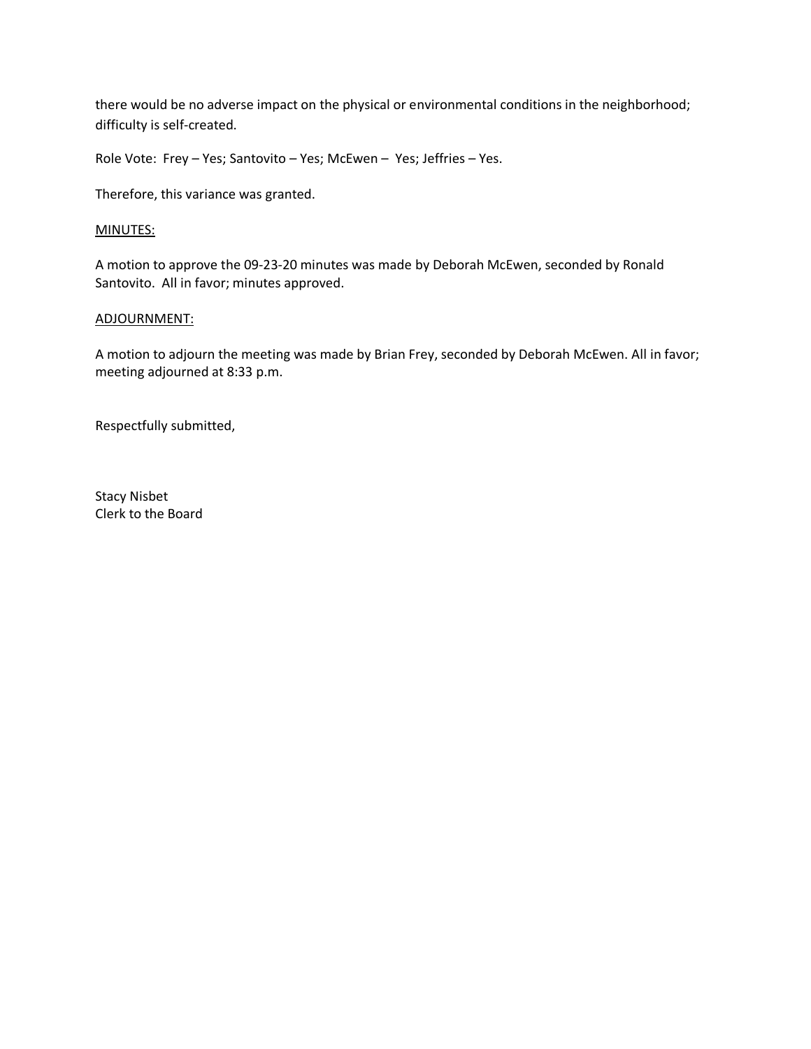there would be no adverse impact on the physical or environmental conditions in the neighborhood; difficulty is self-created.

Role Vote: Frey – Yes; Santovito – Yes; McEwen – Yes; Jeffries – Yes.

Therefore, this variance was granted.

<u>MINUTES:</u>

A motion to approve the 09-23-20 minutes was made by Deborah McEwen, seconded by Ronald Santovito. All in favor; minutes approved.

<u>ADJOURNMENT:</u>

A motion to adjourn the meeting was made by Brian Frey, seconded by Deborah McEwen. All in favor; meeting adjourned at 8:33 p.m.

Respectfully submitted,

Stacy Nisbet
Clerk to the Board